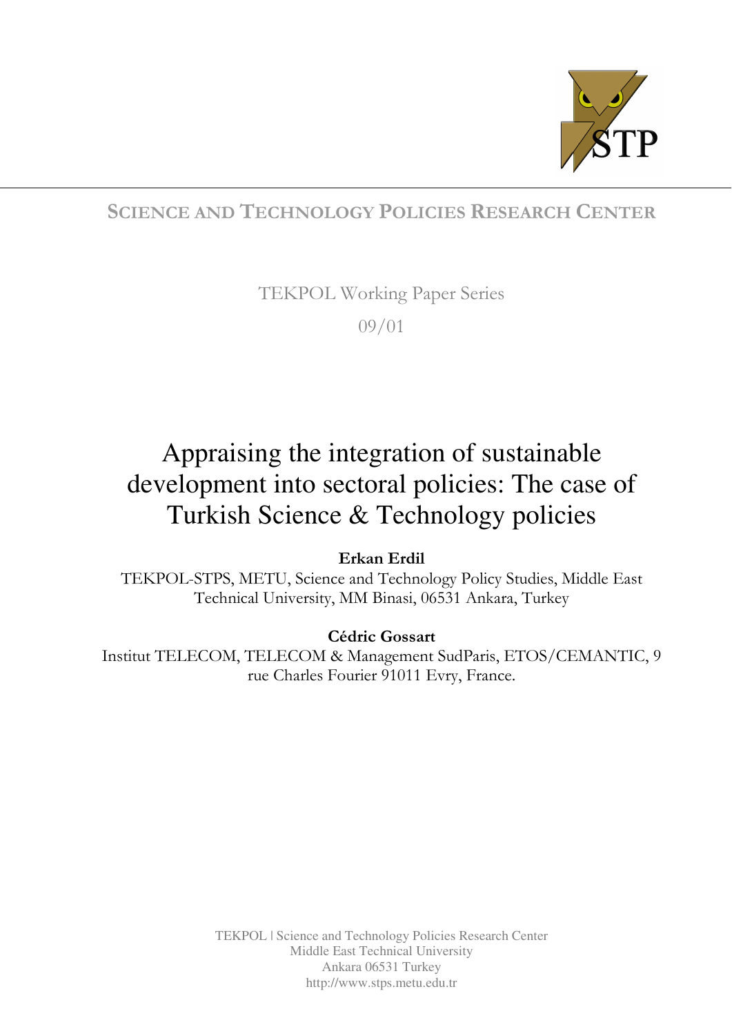STP

SCIENCE AND TECHNOLOGY POLICIES RESEARCH CENTER

TEKPOL Working Paper Series

09/01

# Appraising the integration of sustainable development into sectoral policies: The case of Turkish Science & Technology policies

**Erkan Erdil**

TEKPOL-STPS, METU, Science and Technology Policy Studies, Middle East Technical University, MM Binasi, 06531 Ankara, Turkey

**Cédric Gossart**

Institut TELECOM, TELECOM & Management SudParis, ETOS/CEMANTIC, 9 rue Charles Fourier 91011 Evry, France.

TEKPOL | Science and Technology Policies Research Center
Middle East Technical University
Ankara 06531 Turkey
http://www.stps.metu.edu.tr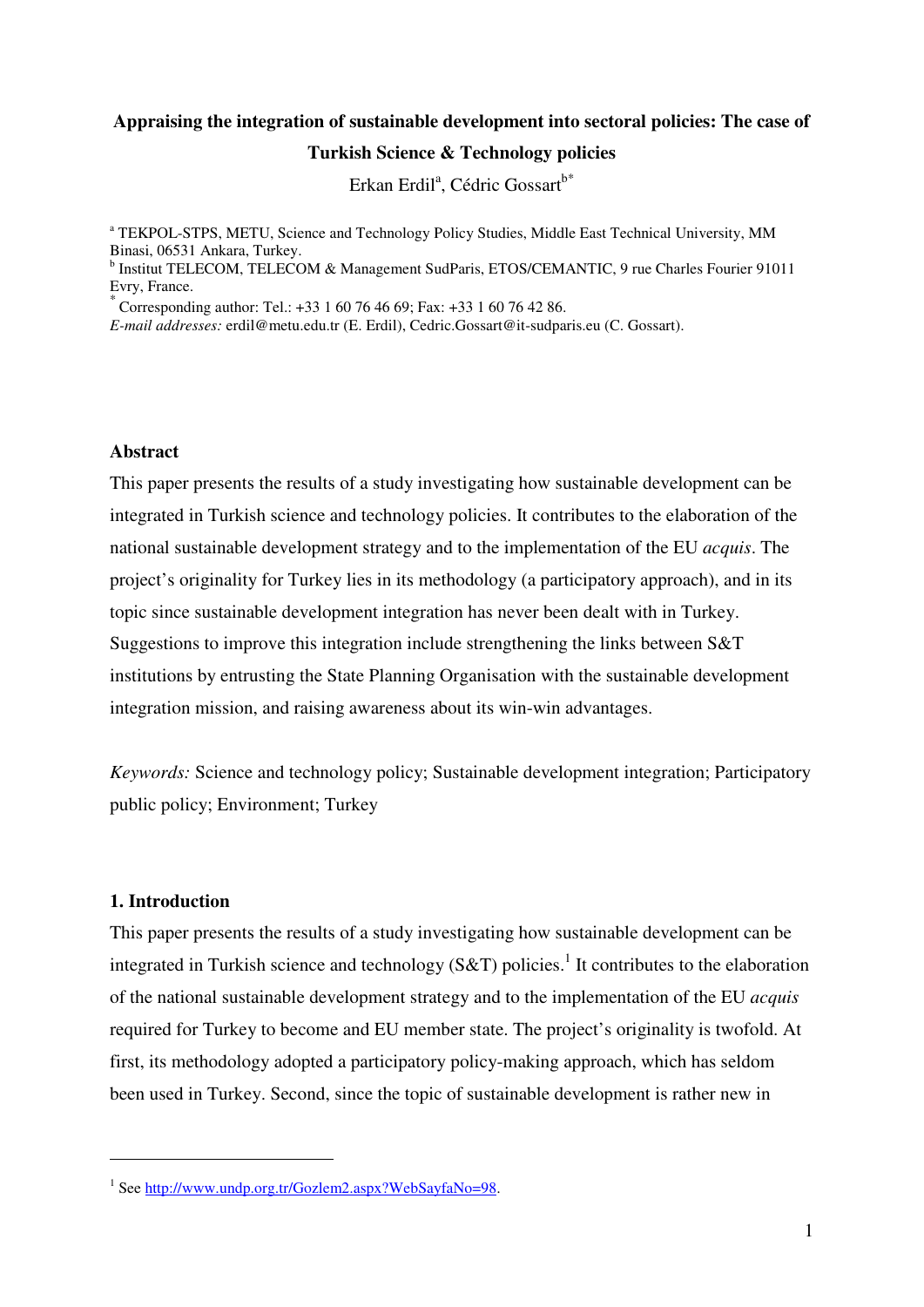**Appraising the integration of sustainable development into sectoral policies: The case of Turkish Science & Technology policies**

Erkan Erdil[a], Cédric Gossart[b*]

[a] TEKPOL-STPS, METU, Science and Technology Policy Studies, Middle East Technical University, MM Binasi, 06531 Ankara, Turkey.
[b] Institut TELECOM, TELECOM & Management SudParis, ETOS/CEMANTIC, 9 rue Charles Fourier 91011 Evry, France.
[*] Corresponding author: Tel.: +33 1 60 76 46 69; Fax: +33 1 60 76 42 86.
*E-mail addresses:* erdil@metu.edu.tr (E. Erdil), Cedric.Gossart@it-sudparis.eu (C. Gossart).

## Abstract

This paper presents the results of a study investigating how sustainable development can be integrated in Turkish science and technology policies. It contributes to the elaboration of the national sustainable development strategy and to the implementation of the EU *acquis*. The project's originality for Turkey lies in its methodology (a participatory approach), and in its topic since sustainable development integration has never been dealt with in Turkey. Suggestions to improve this integration include strengthening the links between S&T institutions by entrusting the State Planning Organisation with the sustainable development integration mission, and raising awareness about its win-win advantages.

*Keywords:* Science and technology policy; Sustainable development integration; Participatory public policy; Environment; Turkey

## 1. Introduction

This paper presents the results of a study investigating how sustainable development can be integrated in Turkish science and technology (S&T) policies.[1] It contributes to the elaboration of the national sustainable development strategy and to the implementation of the EU *acquis* required for Turkey to become and EU member state. The project's originality is twofold. At first, its methodology adopted a participatory policy-making approach, which has seldom been used in Turkey. Second, since the topic of sustainable development is rather new in

[1] See http://www.undp.org.tr/Gozlem2.aspx?WebSayfaNo=98.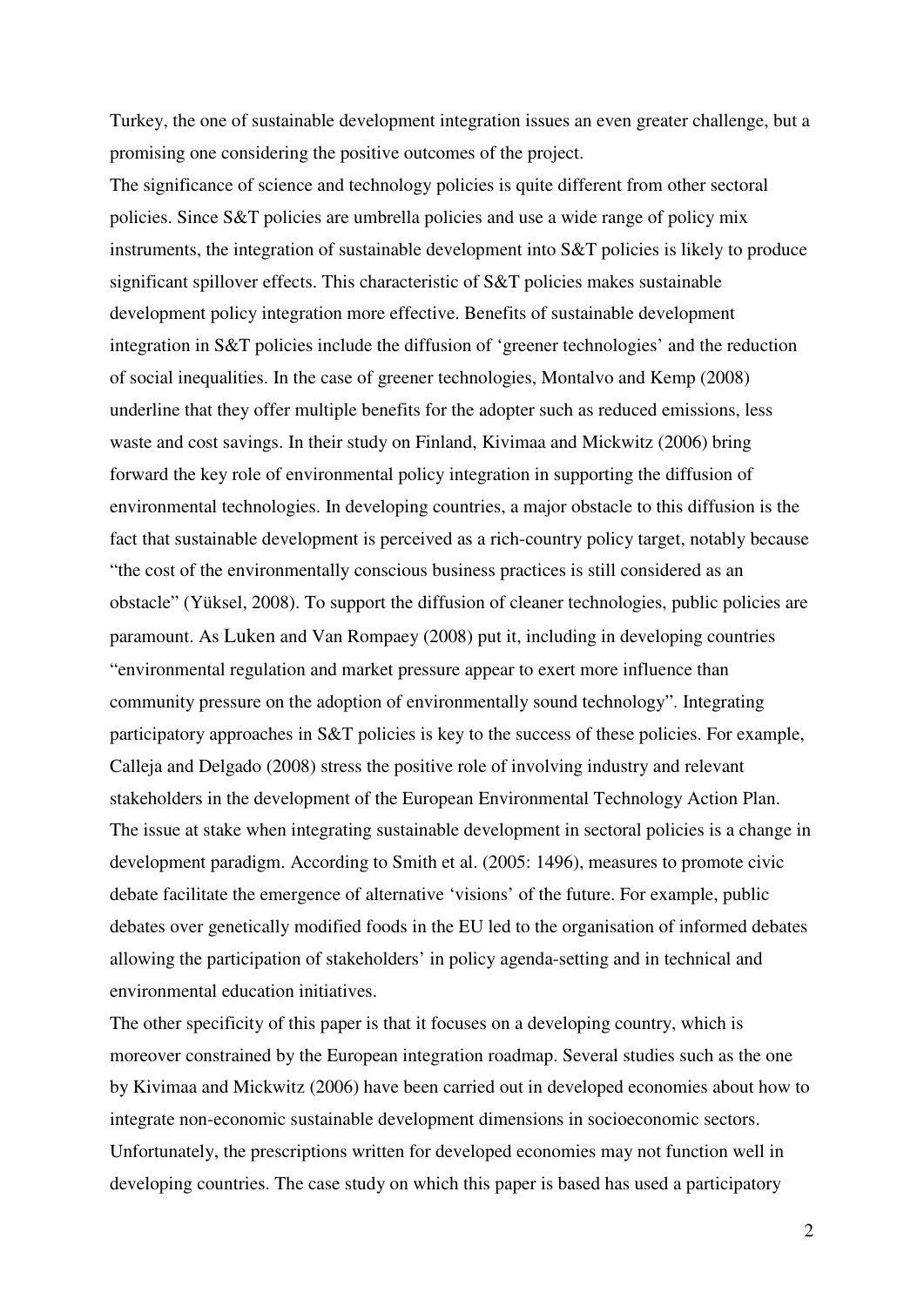Turkey, the one of sustainable development integration issues an even greater challenge, but a promising one considering the positive outcomes of the project.

The significance of science and technology policies is quite different from other sectoral policies. Since S&T policies are umbrella policies and use a wide range of policy mix instruments, the integration of sustainable development into S&T policies is likely to produce significant spillover effects. This characteristic of S&T policies makes sustainable development policy integration more effective. Benefits of sustainable development integration in S&T policies include the diffusion of 'greener technologies' and the reduction of social inequalities. In the case of greener technologies, Montalvo and Kemp (2008) underline that they offer multiple benefits for the adopter such as reduced emissions, less waste and cost savings. In their study on Finland, Kivimaa and Mickwitz (2006) bring forward the key role of environmental policy integration in supporting the diffusion of environmental technologies. In developing countries, a major obstacle to this diffusion is the fact that sustainable development is perceived as a rich-country policy target, notably because "the cost of the environmentally conscious business practices is still considered as an obstacle" (Yüksel, 2008). To support the diffusion of cleaner technologies, public policies are paramount. As Luken and Van Rompaey (2008) put it, including in developing countries "environmental regulation and market pressure appear to exert more influence than community pressure on the adoption of environmentally sound technology". Integrating participatory approaches in S&T policies is key to the success of these policies. For example, Calleja and Delgado (2008) stress the positive role of involving industry and relevant stakeholders in the development of the European Environmental Technology Action Plan.

The issue at stake when integrating sustainable development in sectoral policies is a change in development paradigm. According to Smith et al. (2005: 1496), measures to promote civic debate facilitate the emergence of alternative 'visions' of the future. For example, public debates over genetically modified foods in the EU led to the organisation of informed debates allowing the participation of stakeholders' in policy agenda-setting and in technical and environmental education initiatives.

The other specificity of this paper is that it focuses on a developing country, which is moreover constrained by the European integration roadmap. Several studies such as the one by Kivimaa and Mickwitz (2006) have been carried out in developed economies about how to integrate non-economic sustainable development dimensions in socioeconomic sectors. Unfortunately, the prescriptions written for developed economies may not function well in developing countries. The case study on which this paper is based has used a participatory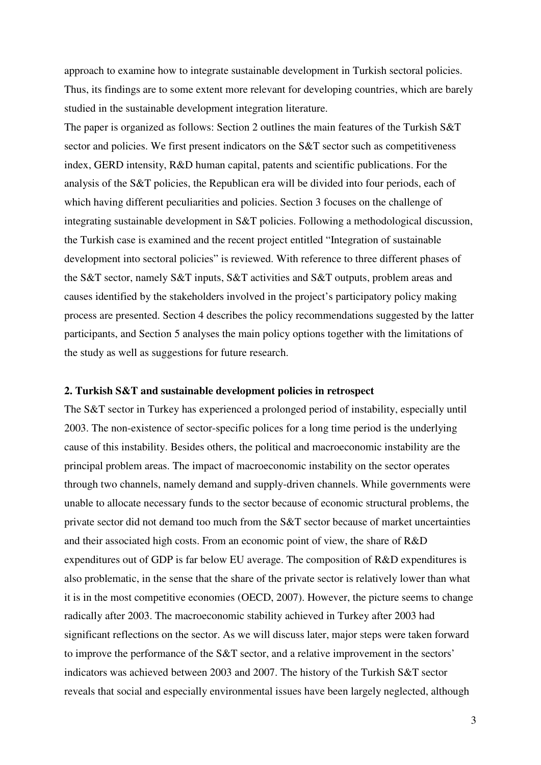approach to examine how to integrate sustainable development in Turkish sectoral policies. Thus, its findings are to some extent more relevant for developing countries, which are barely studied in the sustainable development integration literature.

The paper is organized as follows: Section 2 outlines the main features of the Turkish S&T sector and policies. We first present indicators on the S&T sector such as competitiveness index, GERD intensity, R&D human capital, patents and scientific publications. For the analysis of the S&T policies, the Republican era will be divided into four periods, each of which having different peculiarities and policies. Section 3 focuses on the challenge of integrating sustainable development in S&T policies. Following a methodological discussion, the Turkish case is examined and the recent project entitled "Integration of sustainable development into sectoral policies" is reviewed. With reference to three different phases of the S&T sector, namely S&T inputs, S&T activities and S&T outputs, problem areas and causes identified by the stakeholders involved in the project's participatory policy making process are presented. Section 4 describes the policy recommendations suggested by the latter participants, and Section 5 analyses the main policy options together with the limitations of the study as well as suggestions for future research.

## 2. Turkish S&T and sustainable development policies in retrospect

The S&T sector in Turkey has experienced a prolonged period of instability, especially until 2003. The non-existence of sector-specific polices for a long time period is the underlying cause of this instability. Besides others, the political and macroeconomic instability are the principal problem areas. The impact of macroeconomic instability on the sector operates through two channels, namely demand and supply-driven channels. While governments were unable to allocate necessary funds to the sector because of economic structural problems, the private sector did not demand too much from the S&T sector because of market uncertainties and their associated high costs. From an economic point of view, the share of R&D expenditures out of GDP is far below EU average. The composition of R&D expenditures is also problematic, in the sense that the share of the private sector is relatively lower than what it is in the most competitive economies (OECD, 2007). However, the picture seems to change radically after 2003. The macroeconomic stability achieved in Turkey after 2003 had significant reflections on the sector. As we will discuss later, major steps were taken forward to improve the performance of the S&T sector, and a relative improvement in the sectors' indicators was achieved between 2003 and 2007. The history of the Turkish S&T sector reveals that social and especially environmental issues have been largely neglected, although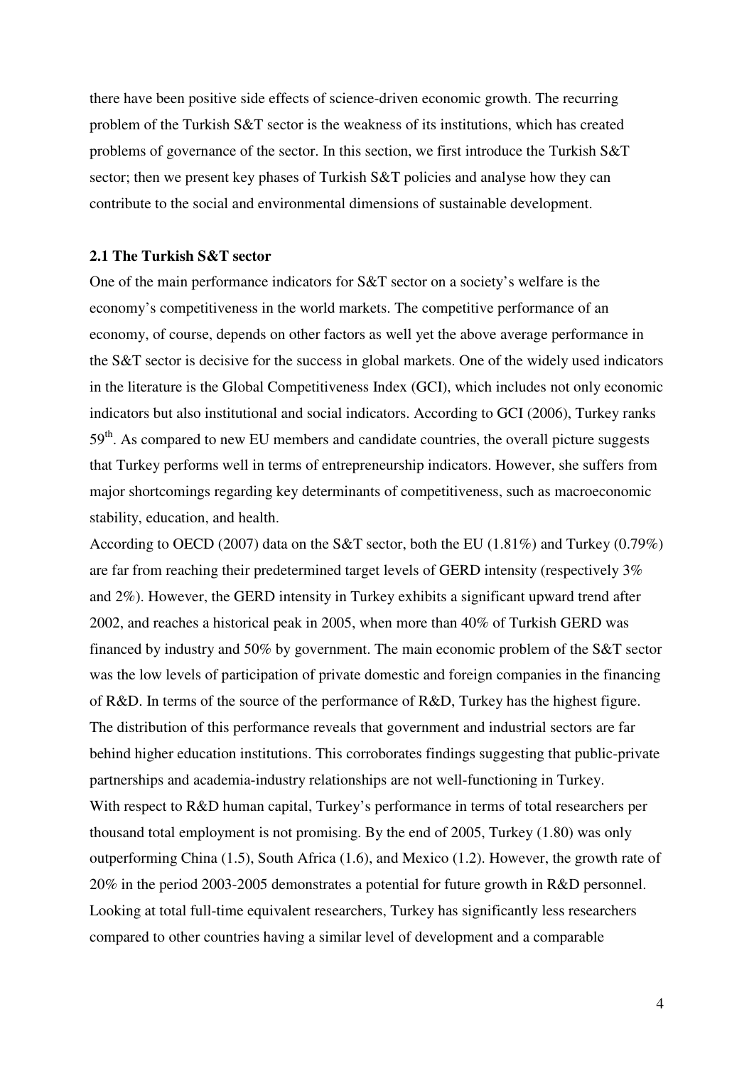there have been positive side effects of science-driven economic growth. The recurring problem of the Turkish S&T sector is the weakness of its institutions, which has created problems of governance of the sector. In this section, we first introduce the Turkish S&T sector; then we present key phases of Turkish S&T policies and analyse how they can contribute to the social and environmental dimensions of sustainable development.

### 2.1 The Turkish S&T sector

One of the main performance indicators for S&T sector on a society's welfare is the economy's competitiveness in the world markets. The competitive performance of an economy, of course, depends on other factors as well yet the above average performance in the S&T sector is decisive for the success in global markets. One of the widely used indicators in the literature is the Global Competitiveness Index (GCI), which includes not only economic indicators but also institutional and social indicators. According to GCI (2006), Turkey ranks 59th. As compared to new EU members and candidate countries, the overall picture suggests that Turkey performs well in terms of entrepreneurship indicators. However, she suffers from major shortcomings regarding key determinants of competitiveness, such as macroeconomic stability, education, and health.

According to OECD (2007) data on the S&T sector, both the EU (1.81%) and Turkey (0.79%) are far from reaching their predetermined target levels of GERD intensity (respectively 3% and 2%). However, the GERD intensity in Turkey exhibits a significant upward trend after 2002, and reaches a historical peak in 2005, when more than 40% of Turkish GERD was financed by industry and 50% by government. The main economic problem of the S&T sector was the low levels of participation of private domestic and foreign companies in the financing of R&D. In terms of the source of the performance of R&D, Turkey has the highest figure. The distribution of this performance reveals that government and industrial sectors are far behind higher education institutions. This corroborates findings suggesting that public-private partnerships and academia-industry relationships are not well-functioning in Turkey.

With respect to R&D human capital, Turkey's performance in terms of total researchers per thousand total employment is not promising. By the end of 2005, Turkey (1.80) was only outperforming China (1.5), South Africa (1.6), and Mexico (1.2). However, the growth rate of 20% in the period 2003-2005 demonstrates a potential for future growth in R&D personnel. Looking at total full-time equivalent researchers, Turkey has significantly less researchers compared to other countries having a similar level of development and a comparable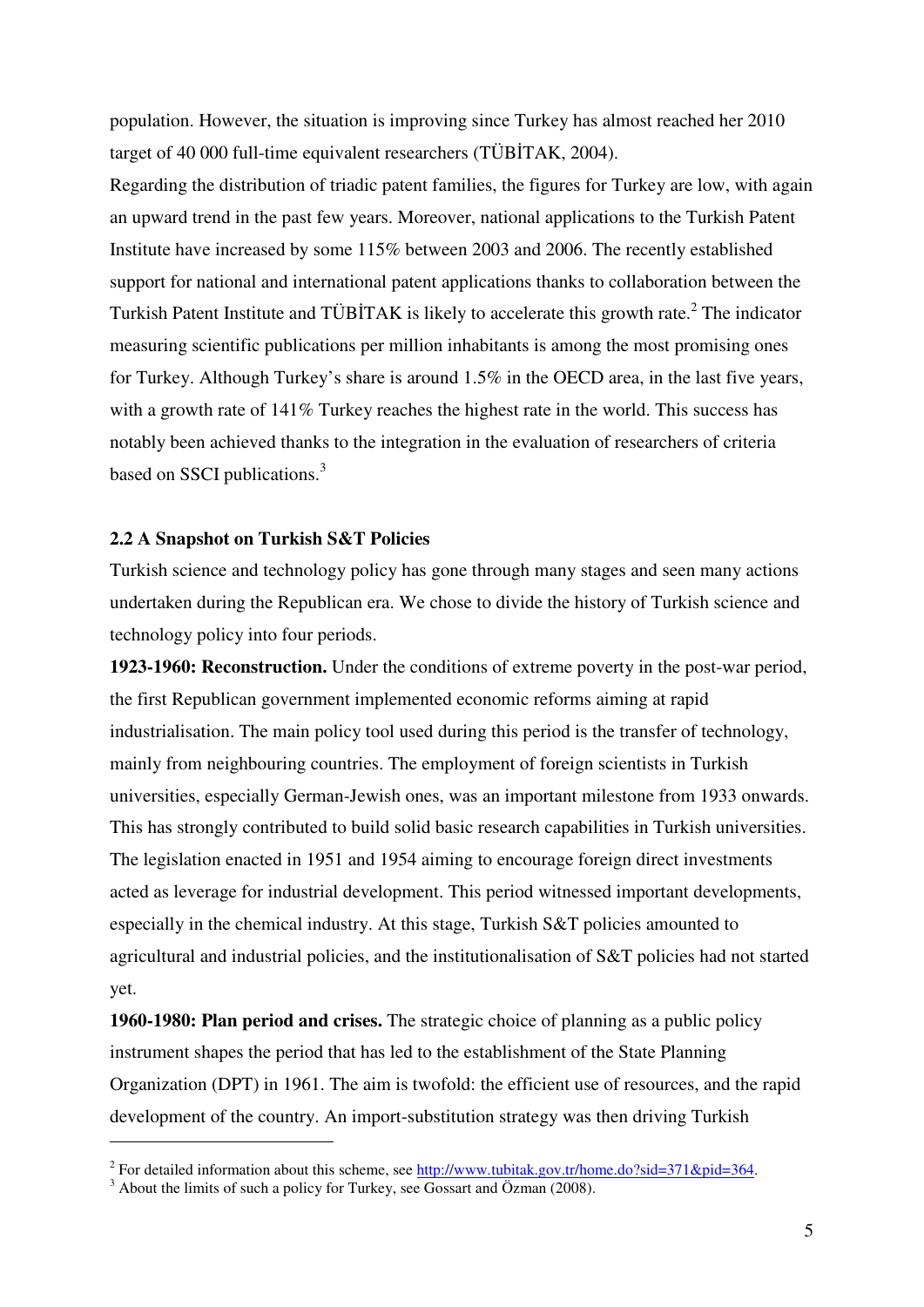population. However, the situation is improving since Turkey has almost reached her 2010 target of 40 000 full-time equivalent researchers (TÜBİTAK, 2004).

Regarding the distribution of triadic patent families, the figures for Turkey are low, with again an upward trend in the past few years. Moreover, national applications to the Turkish Patent Institute have increased by some 115% between 2003 and 2006. The recently established support for national and international patent applications thanks to collaboration between the Turkish Patent Institute and TÜBİTAK is likely to accelerate this growth rate.[2] The indicator measuring scientific publications per million inhabitants is among the most promising ones for Turkey. Although Turkey's share is around 1.5% in the OECD area, in the last five years, with a growth rate of 141% Turkey reaches the highest rate in the world. This success has notably been achieved thanks to the integration in the evaluation of researchers of criteria based on SSCI publications.[3]

### 2.2 A Snapshot on Turkish S&T Policies

Turkish science and technology policy has gone through many stages and seen many actions undertaken during the Republican era. We chose to divide the history of Turkish science and technology policy into four periods.

**1923-1960: Reconstruction.** Under the conditions of extreme poverty in the post-war period, the first Republican government implemented economic reforms aiming at rapid industrialisation. The main policy tool used during this period is the transfer of technology, mainly from neighbouring countries. The employment of foreign scientists in Turkish universities, especially German-Jewish ones, was an important milestone from 1933 onwards. This has strongly contributed to build solid basic research capabilities in Turkish universities. The legislation enacted in 1951 and 1954 aiming to encourage foreign direct investments acted as leverage for industrial development. This period witnessed important developments, especially in the chemical industry. At this stage, Turkish S&T policies amounted to agricultural and industrial policies, and the institutionalisation of S&T policies had not started yet.

**1960-1980: Plan period and crises.** The strategic choice of planning as a public policy instrument shapes the period that has led to the establishment of the State Planning Organization (DPT) in 1961. The aim is twofold: the efficient use of resources, and the rapid development of the country. An import-substitution strategy was then driving Turkish

---

[2] For detailed information about this scheme, see http://www.tubitak.gov.tr/home.do?sid=371&pid=364.

[3] About the limits of such a policy for Turkey, see Gossart and Özman (2008).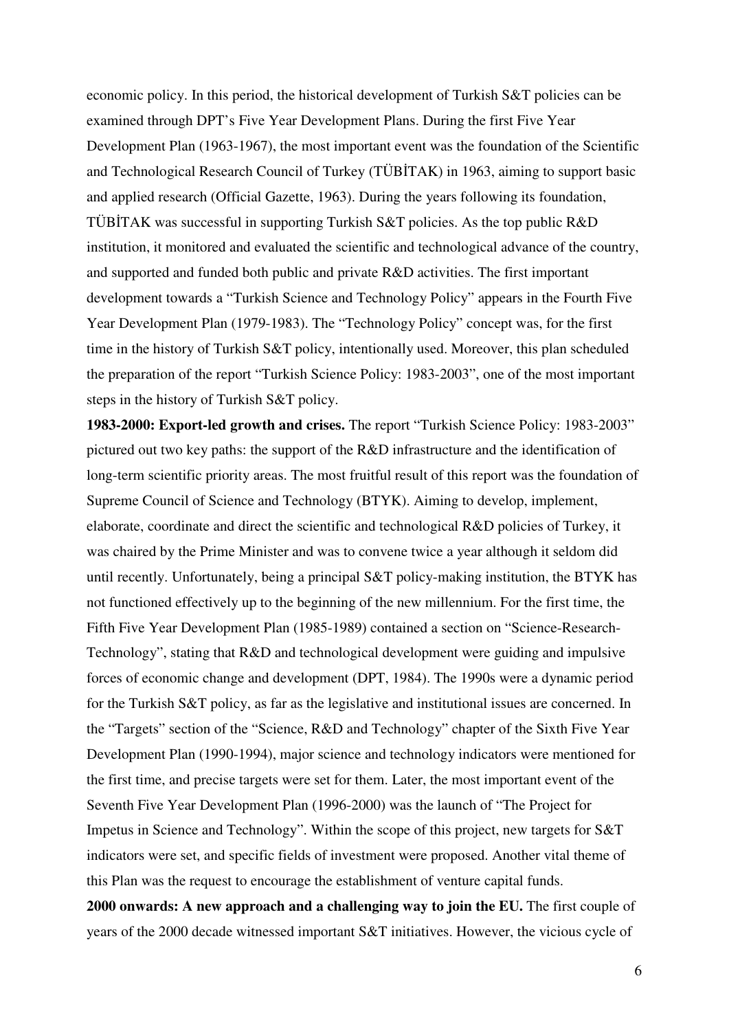economic policy. In this period, the historical development of Turkish S&T policies can be examined through DPT's Five Year Development Plans. During the first Five Year Development Plan (1963-1967), the most important event was the foundation of the Scientific and Technological Research Council of Turkey (TÜBİTAK) in 1963, aiming to support basic and applied research (Official Gazette, 1963). During the years following its foundation, TÜBİTAK was successful in supporting Turkish S&T policies. As the top public R&D institution, it monitored and evaluated the scientific and technological advance of the country, and supported and funded both public and private R&D activities. The first important development towards a "Turkish Science and Technology Policy" appears in the Fourth Five Year Development Plan (1979-1983). The "Technology Policy" concept was, for the first time in the history of Turkish S&T policy, intentionally used. Moreover, this plan scheduled the preparation of the report "Turkish Science Policy: 1983-2003", one of the most important steps in the history of Turkish S&T policy.

**1983-2000: Export-led growth and crises.** The report "Turkish Science Policy: 1983-2003" pictured out two key paths: the support of the R&D infrastructure and the identification of long-term scientific priority areas. The most fruitful result of this report was the foundation of Supreme Council of Science and Technology (BTYK). Aiming to develop, implement, elaborate, coordinate and direct the scientific and technological R&D policies of Turkey, it was chaired by the Prime Minister and was to convene twice a year although it seldom did until recently. Unfortunately, being a principal S&T policy-making institution, the BTYK has not functioned effectively up to the beginning of the new millennium. For the first time, the Fifth Five Year Development Plan (1985-1989) contained a section on "Science-Research-Technology", stating that R&D and technological development were guiding and impulsive forces of economic change and development (DPT, 1984). The 1990s were a dynamic period for the Turkish S&T policy, as far as the legislative and institutional issues are concerned. In the "Targets" section of the "Science, R&D and Technology" chapter of the Sixth Five Year Development Plan (1990-1994), major science and technology indicators were mentioned for the first time, and precise targets were set for them. Later, the most important event of the Seventh Five Year Development Plan (1996-2000) was the launch of "The Project for Impetus in Science and Technology". Within the scope of this project, new targets for S&T indicators were set, and specific fields of investment were proposed. Another vital theme of this Plan was the request to encourage the establishment of venture capital funds.

**2000 onwards: A new approach and a challenging way to join the EU.** The first couple of years of the 2000 decade witnessed important S&T initiatives. However, the vicious cycle of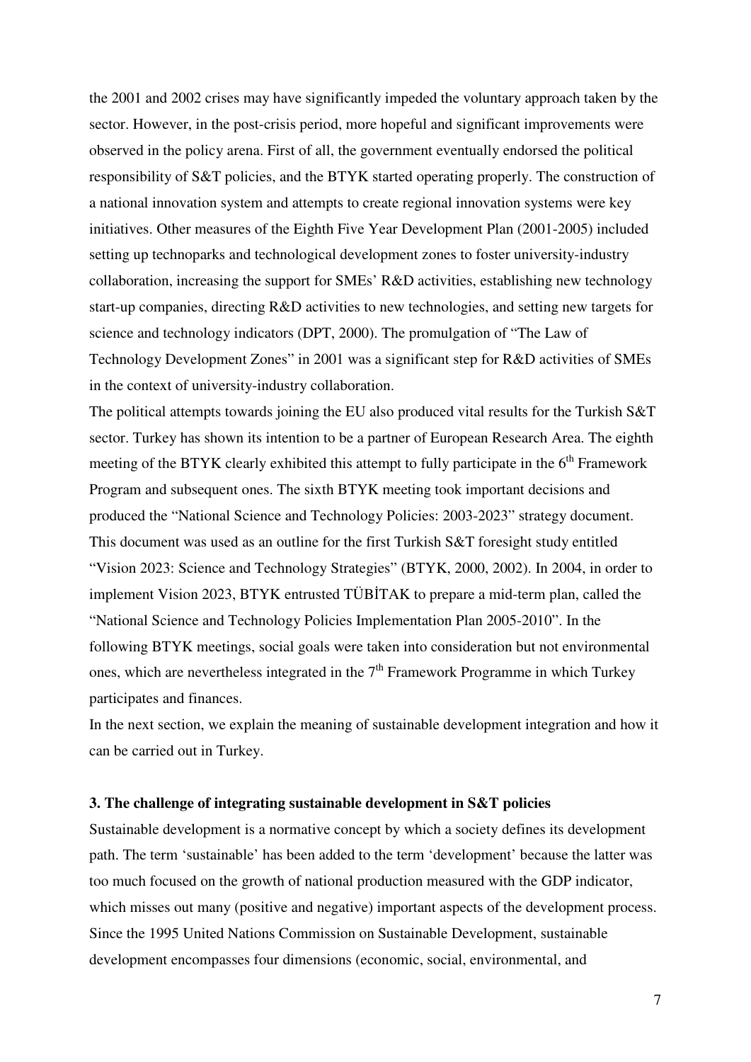the 2001 and 2002 crises may have significantly impeded the voluntary approach taken by the sector. However, in the post-crisis period, more hopeful and significant improvements were observed in the policy arena. First of all, the government eventually endorsed the political responsibility of S&T policies, and the BTYK started operating properly. The construction of a national innovation system and attempts to create regional innovation systems were key initiatives. Other measures of the Eighth Five Year Development Plan (2001-2005) included setting up technoparks and technological development zones to foster university-industry collaboration, increasing the support for SMEs' R&D activities, establishing new technology start-up companies, directing R&D activities to new technologies, and setting new targets for science and technology indicators (DPT, 2000). The promulgation of "The Law of Technology Development Zones" in 2001 was a significant step for R&D activities of SMEs in the context of university-industry collaboration.

The political attempts towards joining the EU also produced vital results for the Turkish S&T sector. Turkey has shown its intention to be a partner of European Research Area. The eighth meeting of the BTYK clearly exhibited this attempt to fully participate in the 6th Framework Program and subsequent ones. The sixth BTYK meeting took important decisions and produced the "National Science and Technology Policies: 2003-2023" strategy document. This document was used as an outline for the first Turkish S&T foresight study entitled "Vision 2023: Science and Technology Strategies" (BTYK, 2000, 2002). In 2004, in order to implement Vision 2023, BTYK entrusted TÜBİTAK to prepare a mid-term plan, called the "National Science and Technology Policies Implementation Plan 2005-2010". In the following BTYK meetings, social goals were taken into consideration but not environmental ones, which are nevertheless integrated in the 7th Framework Programme in which Turkey participates and finances.

In the next section, we explain the meaning of sustainable development integration and how it can be carried out in Turkey.

## 3. The challenge of integrating sustainable development in S&T policies

Sustainable development is a normative concept by which a society defines its development path. The term 'sustainable' has been added to the term 'development' because the latter was too much focused on the growth of national production measured with the GDP indicator, which misses out many (positive and negative) important aspects of the development process. Since the 1995 United Nations Commission on Sustainable Development, sustainable development encompasses four dimensions (economic, social, environmental, and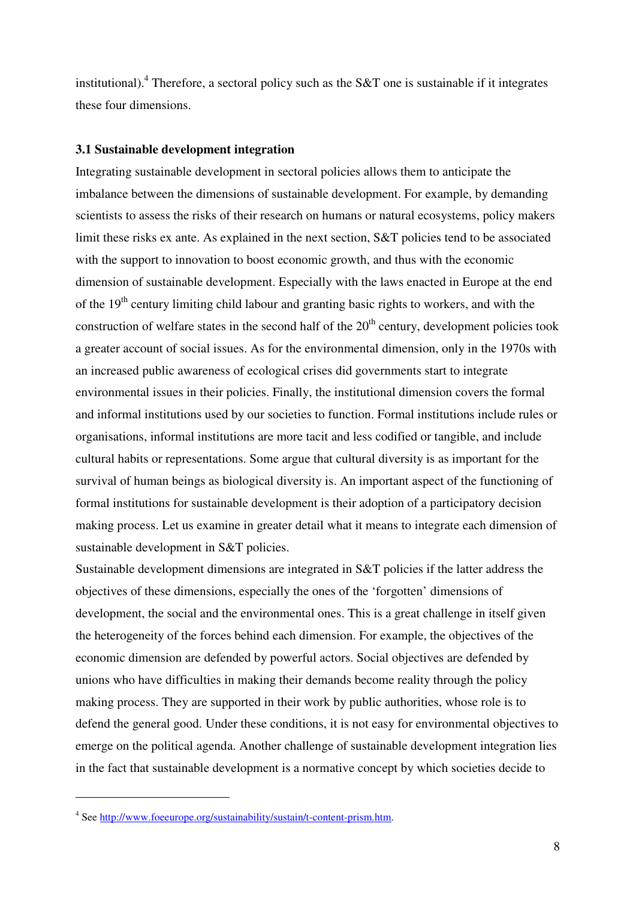institutional).[4] Therefore, a sectoral policy such as the S&T one is sustainable if it integrates these four dimensions.

### 3.1 Sustainable development integration

Integrating sustainable development in sectoral policies allows them to anticipate the imbalance between the dimensions of sustainable development. For example, by demanding scientists to assess the risks of their research on humans or natural ecosystems, policy makers limit these risks ex ante. As explained in the next section, S&T policies tend to be associated with the support to innovation to boost economic growth, and thus with the economic dimension of sustainable development. Especially with the laws enacted in Europe at the end of the 19th century limiting child labour and granting basic rights to workers, and with the construction of welfare states in the second half of the 20th century, development policies took a greater account of social issues. As for the environmental dimension, only in the 1970s with an increased public awareness of ecological crises did governments start to integrate environmental issues in their policies. Finally, the institutional dimension covers the formal and informal institutions used by our societies to function. Formal institutions include rules or organisations, informal institutions are more tacit and less codified or tangible, and include cultural habits or representations. Some argue that cultural diversity is as important for the survival of human beings as biological diversity is. An important aspect of the functioning of formal institutions for sustainable development is their adoption of a participatory decision making process. Let us examine in greater detail what it means to integrate each dimension of sustainable development in S&T policies.

Sustainable development dimensions are integrated in S&T policies if the latter address the objectives of these dimensions, especially the ones of the 'forgotten' dimensions of development, the social and the environmental ones. This is a great challenge in itself given the heterogeneity of the forces behind each dimension. For example, the objectives of the economic dimension are defended by powerful actors. Social objectives are defended by unions who have difficulties in making their demands become reality through the policy making process. They are supported in their work by public authorities, whose role is to defend the general good. Under these conditions, it is not easy for environmental objectives to emerge on the political agenda. Another challenge of sustainable development integration lies in the fact that sustainable development is a normative concept by which societies decide to

---

[4] See http://www.foeeurope.org/sustainability/sustain/t-content-prism.htm.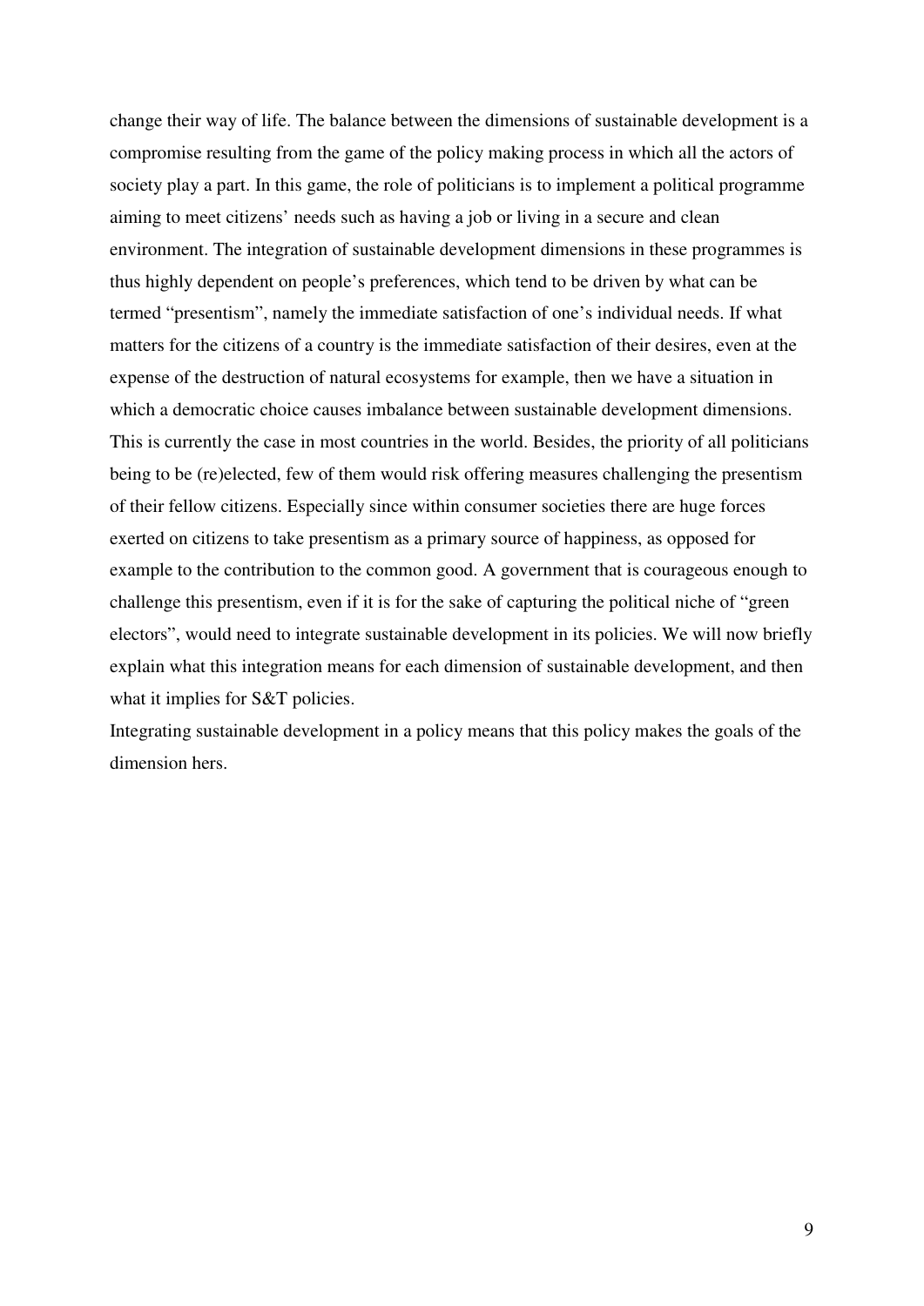change their way of life. The balance between the dimensions of sustainable development is a compromise resulting from the game of the policy making process in which all the actors of society play a part. In this game, the role of politicians is to implement a political programme aiming to meet citizens' needs such as having a job or living in a secure and clean environment. The integration of sustainable development dimensions in these programmes is thus highly dependent on people's preferences, which tend to be driven by what can be termed "presentism", namely the immediate satisfaction of one's individual needs. If what matters for the citizens of a country is the immediate satisfaction of their desires, even at the expense of the destruction of natural ecosystems for example, then we have a situation in which a democratic choice causes imbalance between sustainable development dimensions. This is currently the case in most countries in the world. Besides, the priority of all politicians being to be (re)elected, few of them would risk offering measures challenging the presentism of their fellow citizens. Especially since within consumer societies there are huge forces exerted on citizens to take presentism as a primary source of happiness, as opposed for example to the contribution to the common good. A government that is courageous enough to challenge this presentism, even if it is for the sake of capturing the political niche of "green electors", would need to integrate sustainable development in its policies. We will now briefly explain what this integration means for each dimension of sustainable development, and then what it implies for S&T policies.

Integrating sustainable development in a policy means that this policy makes the goals of the dimension hers.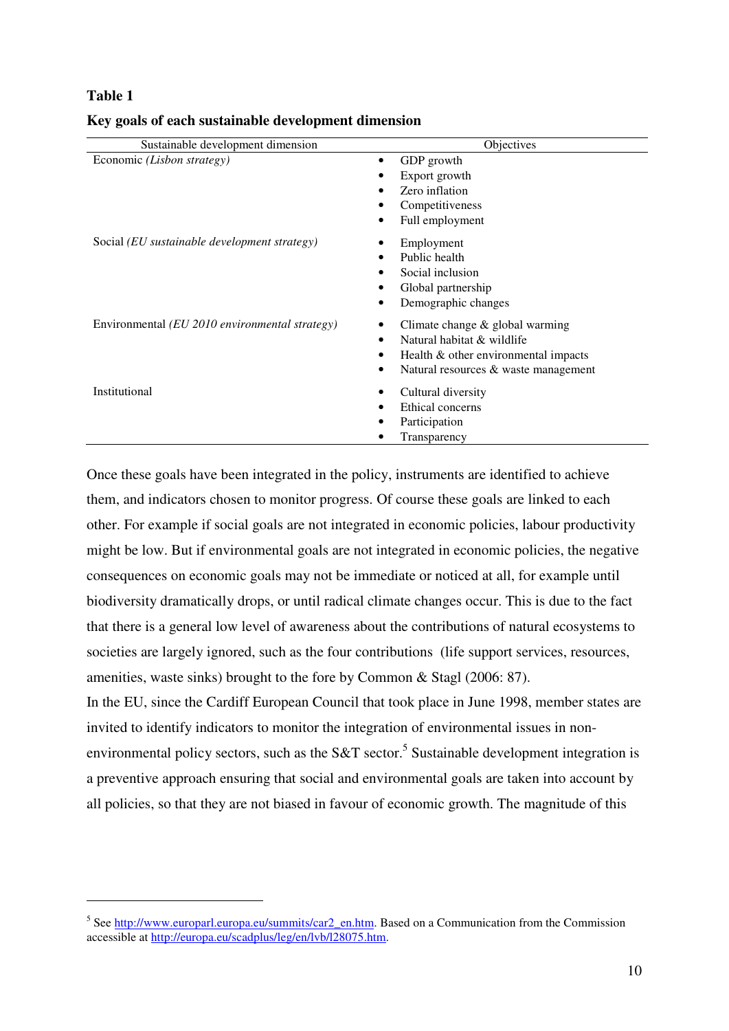**Table 1**

**Key goals of each sustainable development dimension**

| Sustainable development dimension | Objectives |
|---|---|
| Economic *(Lisbon strategy)* | • GDP growth<br>• Export growth<br>• Zero inflation<br>• Competitiveness<br>• Full employment |
| Social *(EU sustainable development strategy)* | • Employment<br>• Public health<br>• Social inclusion<br>• Global partnership<br>• Demographic changes |
| Environmental *(EU 2010 environmental strategy)* | • Climate change & global warming<br>• Natural habitat & wildlife<br>• Health & other environmental impacts<br>• Natural resources & waste management |
| Institutional | • Cultural diversity<br>• Ethical concerns<br>• Participation<br>• Transparency |

Once these goals have been integrated in the policy, instruments are identified to achieve them, and indicators chosen to monitor progress. Of course these goals are linked to each other. For example if social goals are not integrated in economic policies, labour productivity might be low. But if environmental goals are not integrated in economic policies, the negative consequences on economic goals may not be immediate or noticed at all, for example until biodiversity dramatically drops, or until radical climate changes occur. This is due to the fact that there is a general low level of awareness about the contributions of natural ecosystems to societies are largely ignored, such as the four contributions (life support services, resources, amenities, waste sinks) brought to the fore by Common & Stagl (2006: 87).

In the EU, since the Cardiff European Council that took place in June 1998, member states are invited to identify indicators to monitor the integration of environmental issues in non-environmental policy sectors, such as the S&T sector.[5] Sustainable development integration is a preventive approach ensuring that social and environmental goals are taken into account by all policies, so that they are not biased in favour of economic growth. The magnitude of this

---

[5] See http://www.europarl.europa.eu/summits/car2_en.htm. Based on a Communication from the Commission accessible at http://europa.eu/scadplus/leg/en/lvb/l28075.htm.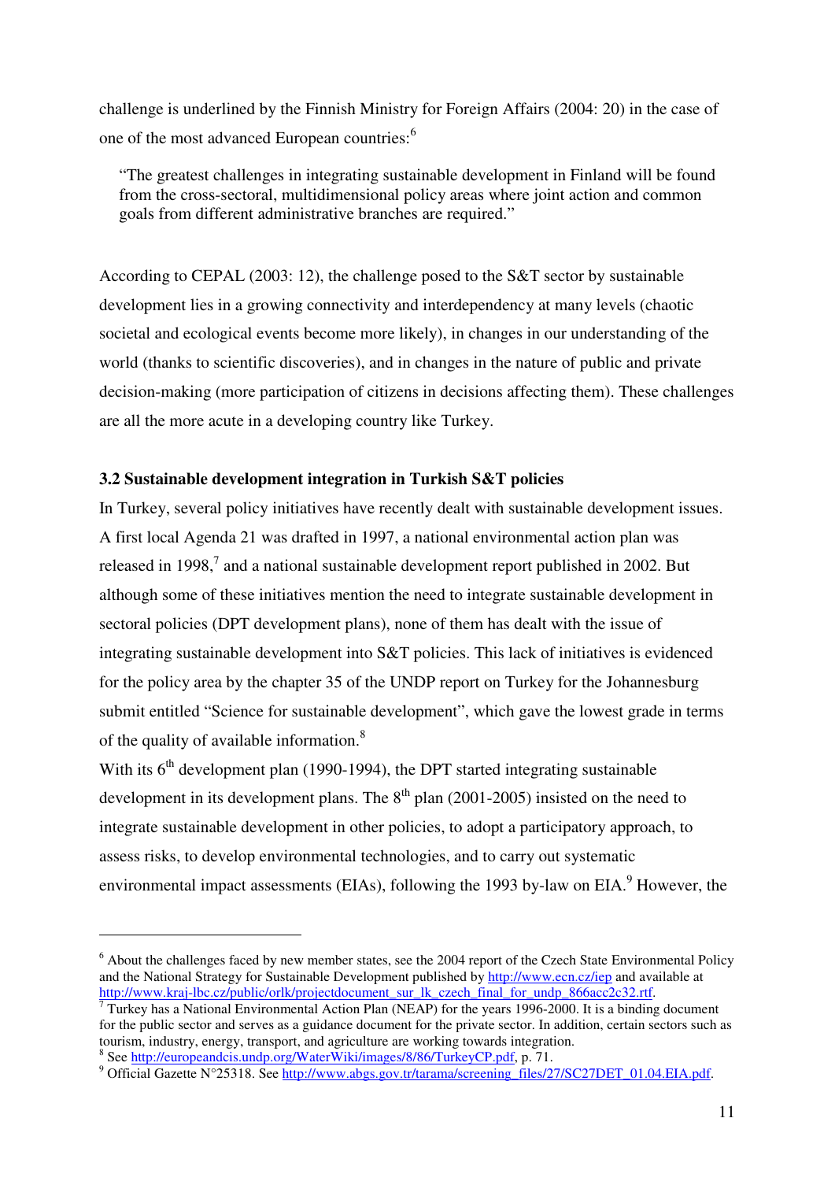challenge is underlined by the Finnish Ministry for Foreign Affairs (2004: 20) in the case of one of the most advanced European countries:[6]

> "The greatest challenges in integrating sustainable development in Finland will be found from the cross-sectoral, multidimensional policy areas where joint action and common goals from different administrative branches are required."

According to CEPAL (2003: 12), the challenge posed to the S&T sector by sustainable development lies in a growing connectivity and interdependency at many levels (chaotic societal and ecological events become more likely), in changes in our understanding of the world (thanks to scientific discoveries), and in changes in the nature of public and private decision-making (more participation of citizens in decisions affecting them). These challenges are all the more acute in a developing country like Turkey.

### 3.2 Sustainable development integration in Turkish S&T policies

In Turkey, several policy initiatives have recently dealt with sustainable development issues. A first local Agenda 21 was drafted in 1997, a national environmental action plan was released in 1998,[7] and a national sustainable development report published in 2002. But although some of these initiatives mention the need to integrate sustainable development in sectoral policies (DPT development plans), none of them has dealt with the issue of integrating sustainable development into S&T policies. This lack of initiatives is evidenced for the policy area by the chapter 35 of the UNDP report on Turkey for the Johannesburg submit entitled "Science for sustainable development", which gave the lowest grade in terms of the quality of available information.[8]

With its 6th development plan (1990-1994), the DPT started integrating sustainable development in its development plans. The 8th plan (2001-2005) insisted on the need to integrate sustainable development in other policies, to adopt a participatory approach, to assess risks, to develop environmental technologies, and to carry out systematic environmental impact assessments (EIAs), following the 1993 by-law on EIA.[9] However, the

---

[6] About the challenges faced by new member states, see the 2004 report of the Czech State Environmental Policy and the National Strategy for Sustainable Development published by http://www.ecn.cz/iep and available at http://www.kraj-lbc.cz/public/orlk/projectdocument_sur_lk_czech_final_for_undp_866acc2c32.rtf.

[7] Turkey has a National Environmental Action Plan (NEAP) for the years 1996-2000. It is a binding document for the public sector and serves as a guidance document for the private sector. In addition, certain sectors such as tourism, industry, energy, transport, and agriculture are working towards integration.

[8] See http://europeandcis.undp.org/WaterWiki/images/8/86/TurkeyCP.pdf, p. 71.

[9] Official Gazette N°25318. See http://www.abgs.gov.tr/tarama/screening_files/27/SC27DET_01.04.EIA.pdf.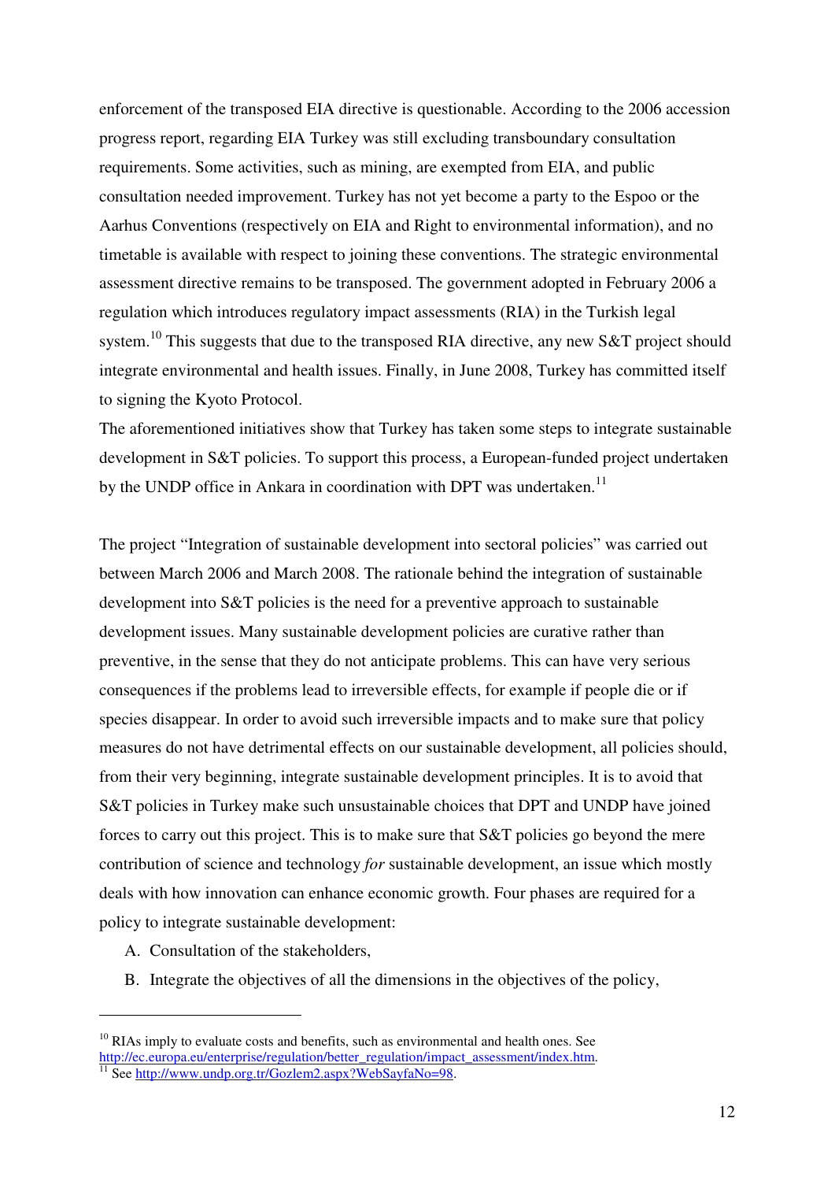enforcement of the transposed EIA directive is questionable. According to the 2006 accession progress report, regarding EIA Turkey was still excluding transboundary consultation requirements. Some activities, such as mining, are exempted from EIA, and public consultation needed improvement. Turkey has not yet become a party to the Espoo or the Aarhus Conventions (respectively on EIA and Right to environmental information), and no timetable is available with respect to joining these conventions. The strategic environmental assessment directive remains to be transposed. The government adopted in February 2006 a regulation which introduces regulatory impact assessments (RIA) in the Turkish legal system.[10] This suggests that due to the transposed RIA directive, any new S&T project should integrate environmental and health issues. Finally, in June 2008, Turkey has committed itself to signing the Kyoto Protocol.

The aforementioned initiatives show that Turkey has taken some steps to integrate sustainable development in S&T policies. To support this process, a European-funded project undertaken by the UNDP office in Ankara in coordination with DPT was undertaken.[11]

The project "Integration of sustainable development into sectoral policies" was carried out between March 2006 and March 2008. The rationale behind the integration of sustainable development into S&T policies is the need for a preventive approach to sustainable development issues. Many sustainable development policies are curative rather than preventive, in the sense that they do not anticipate problems. This can have very serious consequences if the problems lead to irreversible effects, for example if people die or if species disappear. In order to avoid such irreversible impacts and to make sure that policy measures do not have detrimental effects on our sustainable development, all policies should, from their very beginning, integrate sustainable development principles. It is to avoid that S&T policies in Turkey make such unsustainable choices that DPT and UNDP have joined forces to carry out this project. This is to make sure that S&T policies go beyond the mere contribution of science and technology *for* sustainable development, an issue which mostly deals with how innovation can enhance economic growth. Four phases are required for a policy to integrate sustainable development:

A. Consultation of the stakeholders,
B. Integrate the objectives of all the dimensions in the objectives of the policy,

---

[10] RIAs imply to evaluate costs and benefits, such as environmental and health ones. See http://ec.europa.eu/enterprise/regulation/better_regulation/impact_assessment/index.htm.

[11] See http://www.undp.org.tr/Gozlem2.aspx?WebSayfaNo=98.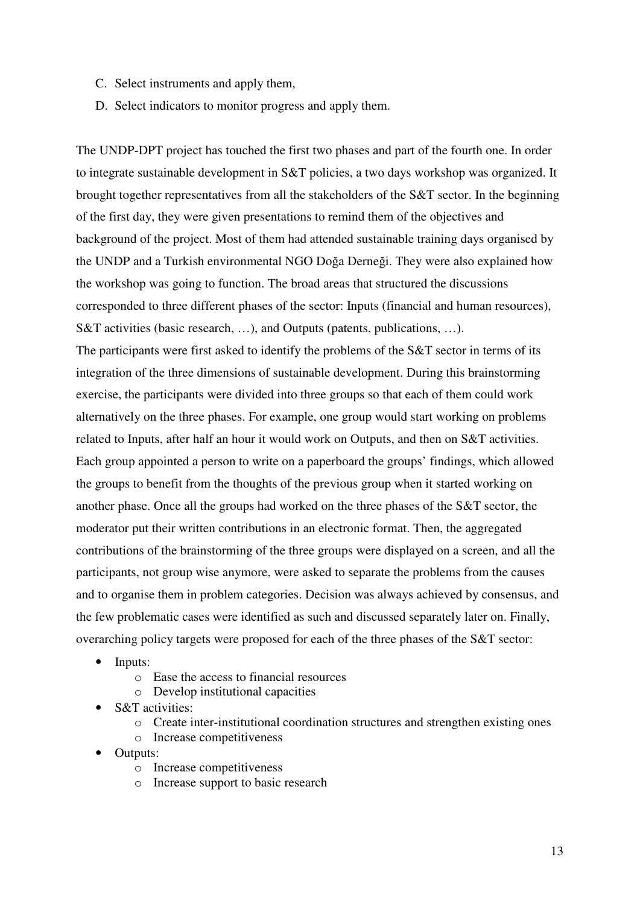C. Select instruments and apply them,
D. Select indicators to monitor progress and apply them.

The UNDP-DPT project has touched the first two phases and part of the fourth one. In order to integrate sustainable development in S&T policies, a two days workshop was organized. It brought together representatives from all the stakeholders of the S&T sector. In the beginning of the first day, they were given presentations to remind them of the objectives and background of the project. Most of them had attended sustainable training days organised by the UNDP and a Turkish environmental NGO Doğa Derneği. They were also explained how the workshop was going to function. The broad areas that structured the discussions corresponded to three different phases of the sector: Inputs (financial and human resources), S&T activities (basic research, …), and Outputs (patents, publications, …).

The participants were first asked to identify the problems of the S&T sector in terms of its integration of the three dimensions of sustainable development. During this brainstorming exercise, the participants were divided into three groups so that each of them could work alternatively on the three phases. For example, one group would start working on problems related to Inputs, after half an hour it would work on Outputs, and then on S&T activities. Each group appointed a person to write on a paperboard the groups' findings, which allowed the groups to benefit from the thoughts of the previous group when it started working on another phase. Once all the groups had worked on the three phases of the S&T sector, the moderator put their written contributions in an electronic format. Then, the aggregated contributions of the brainstorming of the three groups were displayed on a screen, and all the participants, not group wise anymore, were asked to separate the problems from the causes and to organise them in problem categories. Decision was always achieved by consensus, and the few problematic cases were identified as such and discussed separately later on. Finally, overarching policy targets were proposed for each of the three phases of the S&T sector:

- Inputs:
  - Ease the access to financial resources
  - Develop institutional capacities
- S&T activities:
  - Create inter-institutional coordination structures and strengthen existing ones
  - Increase competitiveness
- Outputs:
  - Increase competitiveness
  - Increase support to basic research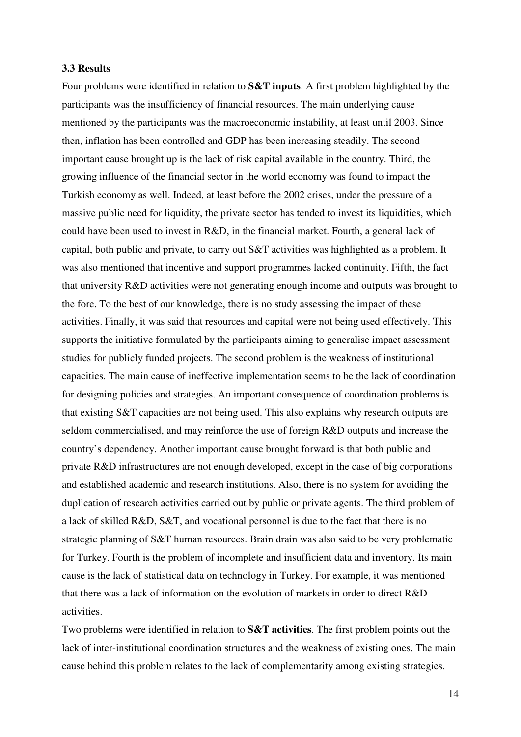### 3.3 Results

Four problems were identified in relation to **S&T inputs**. A first problem highlighted by the participants was the insufficiency of financial resources. The main underlying cause mentioned by the participants was the macroeconomic instability, at least until 2003. Since then, inflation has been controlled and GDP has been increasing steadily. The second important cause brought up is the lack of risk capital available in the country. Third, the growing influence of the financial sector in the world economy was found to impact the Turkish economy as well. Indeed, at least before the 2002 crises, under the pressure of a massive public need for liquidity, the private sector has tended to invest its liquidities, which could have been used to invest in R&D, in the financial market. Fourth, a general lack of capital, both public and private, to carry out S&T activities was highlighted as a problem. It was also mentioned that incentive and support programmes lacked continuity. Fifth, the fact that university R&D activities were not generating enough income and outputs was brought to the fore. To the best of our knowledge, there is no study assessing the impact of these activities. Finally, it was said that resources and capital were not being used effectively. This supports the initiative formulated by the participants aiming to generalise impact assessment studies for publicly funded projects. The second problem is the weakness of institutional capacities. The main cause of ineffective implementation seems to be the lack of coordination for designing policies and strategies. An important consequence of coordination problems is that existing S&T capacities are not being used. This also explains why research outputs are seldom commercialised, and may reinforce the use of foreign R&D outputs and increase the country's dependency. Another important cause brought forward is that both public and private R&D infrastructures are not enough developed, except in the case of big corporations and established academic and research institutions. Also, there is no system for avoiding the duplication of research activities carried out by public or private agents. The third problem of a lack of skilled R&D, S&T, and vocational personnel is due to the fact that there is no strategic planning of S&T human resources. Brain drain was also said to be very problematic for Turkey. Fourth is the problem of incomplete and insufficient data and inventory. Its main cause is the lack of statistical data on technology in Turkey. For example, it was mentioned that there was a lack of information on the evolution of markets in order to direct R&D activities.

Two problems were identified in relation to **S&T activities**. The first problem points out the lack of inter-institutional coordination structures and the weakness of existing ones. The main cause behind this problem relates to the lack of complementarity among existing strategies.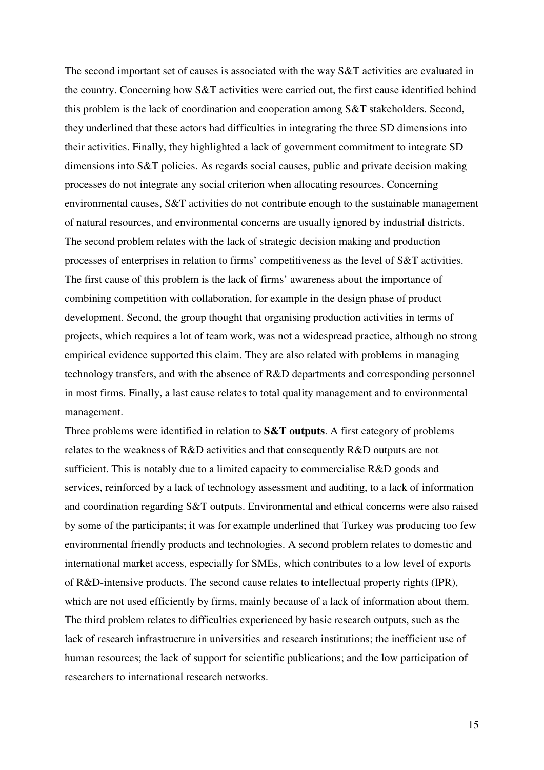The second important set of causes is associated with the way S&T activities are evaluated in the country. Concerning how S&T activities were carried out, the first cause identified behind this problem is the lack of coordination and cooperation among S&T stakeholders. Second, they underlined that these actors had difficulties in integrating the three SD dimensions into their activities. Finally, they highlighted a lack of government commitment to integrate SD dimensions into S&T policies. As regards social causes, public and private decision making processes do not integrate any social criterion when allocating resources. Concerning environmental causes, S&T activities do not contribute enough to the sustainable management of natural resources, and environmental concerns are usually ignored by industrial districts. The second problem relates with the lack of strategic decision making and production processes of enterprises in relation to firms' competitiveness as the level of S&T activities. The first cause of this problem is the lack of firms' awareness about the importance of combining competition with collaboration, for example in the design phase of product development. Second, the group thought that organising production activities in terms of projects, which requires a lot of team work, was not a widespread practice, although no strong empirical evidence supported this claim. They are also related with problems in managing technology transfers, and with the absence of R&D departments and corresponding personnel in most firms. Finally, a last cause relates to total quality management and to environmental management.

Three problems were identified in relation to **S&T outputs**. A first category of problems relates to the weakness of R&D activities and that consequently R&D outputs are not sufficient. This is notably due to a limited capacity to commercialise R&D goods and services, reinforced by a lack of technology assessment and auditing, to a lack of information and coordination regarding S&T outputs. Environmental and ethical concerns were also raised by some of the participants; it was for example underlined that Turkey was producing too few environmental friendly products and technologies. A second problem relates to domestic and international market access, especially for SMEs, which contributes to a low level of exports of R&D-intensive products. The second cause relates to intellectual property rights (IPR), which are not used efficiently by firms, mainly because of a lack of information about them. The third problem relates to difficulties experienced by basic research outputs, such as the lack of research infrastructure in universities and research institutions; the inefficient use of human resources; the lack of support for scientific publications; and the low participation of researchers to international research networks.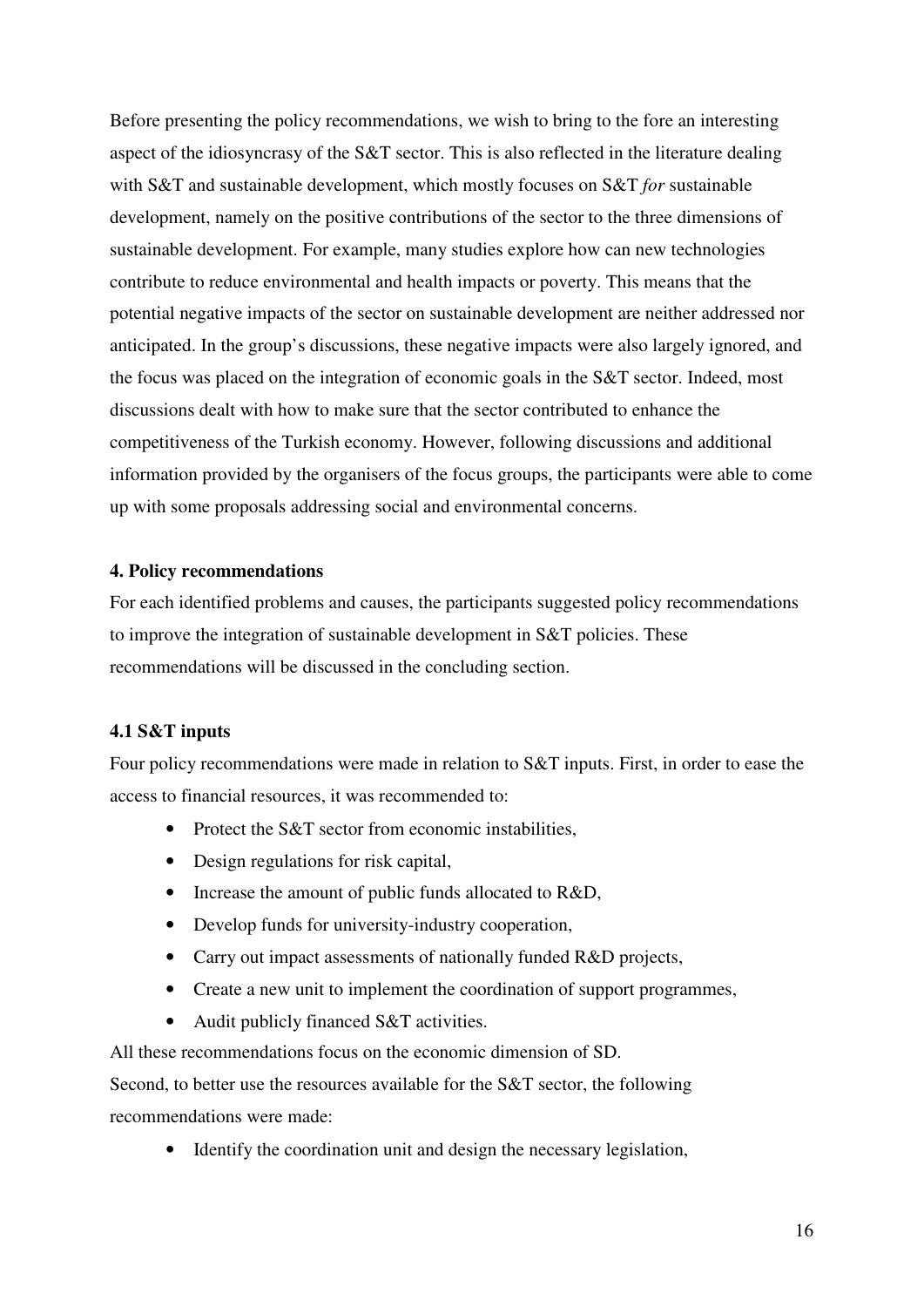Before presenting the policy recommendations, we wish to bring to the fore an interesting aspect of the idiosyncrasy of the S&T sector. This is also reflected in the literature dealing with S&T and sustainable development, which mostly focuses on S&T *for* sustainable development, namely on the positive contributions of the sector to the three dimensions of sustainable development. For example, many studies explore how can new technologies contribute to reduce environmental and health impacts or poverty. This means that the potential negative impacts of the sector on sustainable development are neither addressed nor anticipated. In the group's discussions, these negative impacts were also largely ignored, and the focus was placed on the integration of economic goals in the S&T sector. Indeed, most discussions dealt with how to make sure that the sector contributed to enhance the competitiveness of the Turkish economy. However, following discussions and additional information provided by the organisers of the focus groups, the participants were able to come up with some proposals addressing social and environmental concerns.

#### 4. Policy recommendations

For each identified problems and causes, the participants suggested policy recommendations to improve the integration of sustainable development in S&T policies. These recommendations will be discussed in the concluding section.

#### 4.1 S&T inputs

Four policy recommendations were made in relation to S&T inputs. First, in order to ease the access to financial resources, it was recommended to:

- Protect the S&T sector from economic instabilities,
- Design regulations for risk capital,
- Increase the amount of public funds allocated to R&D,
- Develop funds for university-industry cooperation,
- Carry out impact assessments of nationally funded R&D projects,
- Create a new unit to implement the coordination of support programmes,
- Audit publicly financed S&T activities.

All these recommendations focus on the economic dimension of SD.

Second, to better use the resources available for the S&T sector, the following recommendations were made:

- Identify the coordination unit and design the necessary legislation,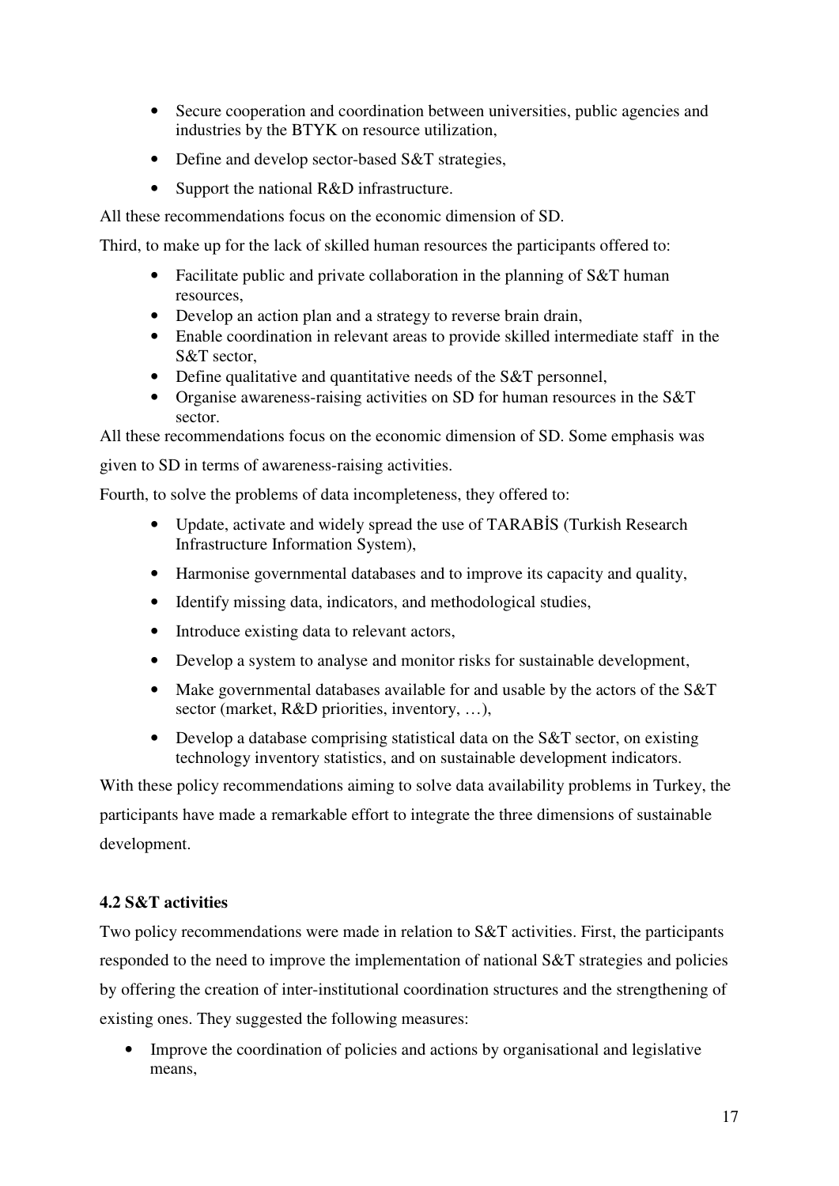- Secure cooperation and coordination between universities, public agencies and industries by the BTYK on resource utilization,
- Define and develop sector-based S&T strategies,
- Support the national R&D infrastructure.

All these recommendations focus on the economic dimension of SD.

Third, to make up for the lack of skilled human resources the participants offered to:

- Facilitate public and private collaboration in the planning of S&T human resources,
- Develop an action plan and a strategy to reverse brain drain,
- Enable coordination in relevant areas to provide skilled intermediate staff in the S&T sector,
- Define qualitative and quantitative needs of the S&T personnel,
- Organise awareness-raising activities on SD for human resources in the S&T sector.

All these recommendations focus on the economic dimension of SD. Some emphasis was given to SD in terms of awareness-raising activities.

Fourth, to solve the problems of data incompleteness, they offered to:

- Update, activate and widely spread the use of TARABİS (Turkish Research Infrastructure Information System),
- Harmonise governmental databases and to improve its capacity and quality,
- Identify missing data, indicators, and methodological studies,
- Introduce existing data to relevant actors,
- Develop a system to analyse and monitor risks for sustainable development,
- Make governmental databases available for and usable by the actors of the S&T sector (market, R&D priorities, inventory, …),
- Develop a database comprising statistical data on the S&T sector, on existing technology inventory statistics, and on sustainable development indicators.

With these policy recommendations aiming to solve data availability problems in Turkey, the participants have made a remarkable effort to integrate the three dimensions of sustainable development.

### 4.2 S&T activities

Two policy recommendations were made in relation to S&T activities. First, the participants responded to the need to improve the implementation of national S&T strategies and policies by offering the creation of inter-institutional coordination structures and the strengthening of existing ones. They suggested the following measures:

- Improve the coordination of policies and actions by organisational and legislative means,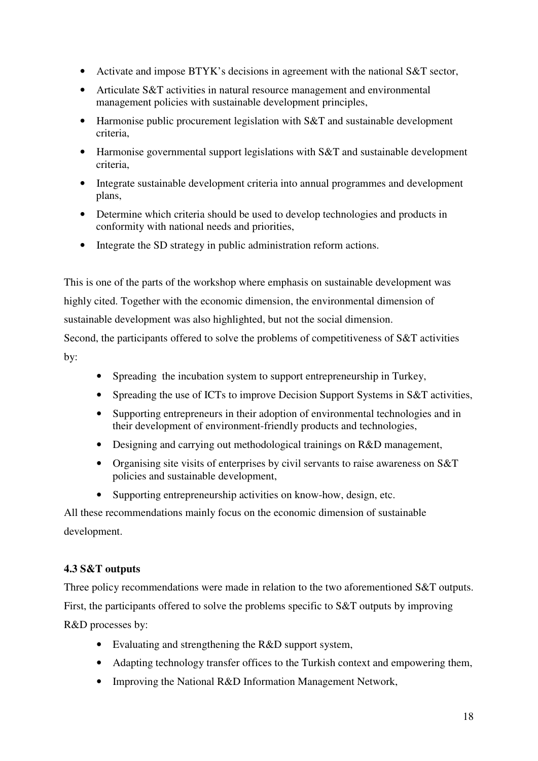- Activate and impose BTYK's decisions in agreement with the national S&T sector,
- Articulate S&T activities in natural resource management and environmental management policies with sustainable development principles,
- Harmonise public procurement legislation with S&T and sustainable development criteria,
- Harmonise governmental support legislations with S&T and sustainable development criteria,
- Integrate sustainable development criteria into annual programmes and development plans,
- Determine which criteria should be used to develop technologies and products in conformity with national needs and priorities,
- Integrate the SD strategy in public administration reform actions.

This is one of the parts of the workshop where emphasis on sustainable development was highly cited. Together with the economic dimension, the environmental dimension of sustainable development was also highlighted, but not the social dimension.

Second, the participants offered to solve the problems of competitiveness of S&T activities by:

- Spreading the incubation system to support entrepreneurship in Turkey,
- Spreading the use of ICTs to improve Decision Support Systems in S&T activities,
- Supporting entrepreneurs in their adoption of environmental technologies and in their development of environment-friendly products and technologies,
- Designing and carrying out methodological trainings on R&D management,
- Organising site visits of enterprises by civil servants to raise awareness on S&T policies and sustainable development,
- Supporting entrepreneurship activities on know-how, design, etc.

All these recommendations mainly focus on the economic dimension of sustainable development.

### 4.3 S&T outputs

Three policy recommendations were made in relation to the two aforementioned S&T outputs. First, the participants offered to solve the problems specific to S&T outputs by improving R&D processes by:

- Evaluating and strengthening the R&D support system,
- Adapting technology transfer offices to the Turkish context and empowering them,
- Improving the National R&D Information Management Network,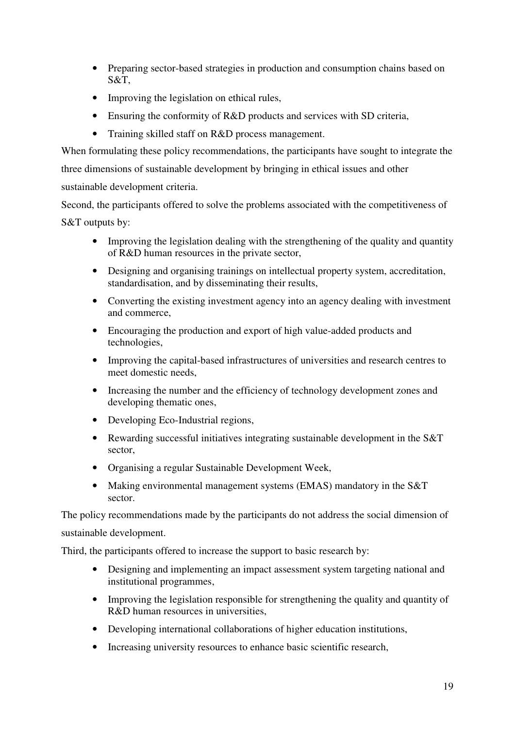- Preparing sector-based strategies in production and consumption chains based on S&T,
- Improving the legislation on ethical rules,
- Ensuring the conformity of R&D products and services with SD criteria,
- Training skilled staff on R&D process management.

When formulating these policy recommendations, the participants have sought to integrate the three dimensions of sustainable development by bringing in ethical issues and other sustainable development criteria.

Second, the participants offered to solve the problems associated with the competitiveness of S&T outputs by:

- Improving the legislation dealing with the strengthening of the quality and quantity of R&D human resources in the private sector,
- Designing and organising trainings on intellectual property system, accreditation, standardisation, and by disseminating their results,
- Converting the existing investment agency into an agency dealing with investment and commerce,
- Encouraging the production and export of high value-added products and technologies,
- Improving the capital-based infrastructures of universities and research centres to meet domestic needs,
- Increasing the number and the efficiency of technology development zones and developing thematic ones,
- Developing Eco-Industrial regions,
- Rewarding successful initiatives integrating sustainable development in the S&T sector,
- Organising a regular Sustainable Development Week,
- Making environmental management systems (EMAS) mandatory in the S&T sector.

The policy recommendations made by the participants do not address the social dimension of sustainable development.

Third, the participants offered to increase the support to basic research by:

- Designing and implementing an impact assessment system targeting national and institutional programmes,
- Improving the legislation responsible for strengthening the quality and quantity of R&D human resources in universities,
- Developing international collaborations of higher education institutions,
- Increasing university resources to enhance basic scientific research,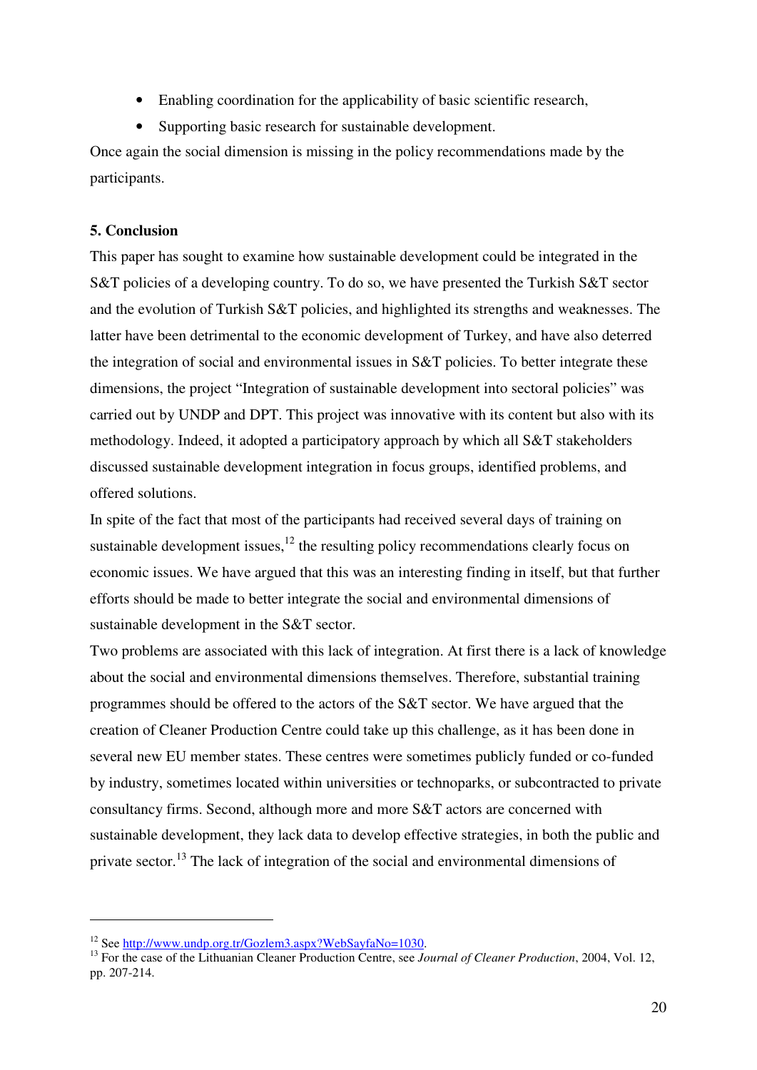- Enabling coordination for the applicability of basic scientific research,
- Supporting basic research for sustainable development.

Once again the social dimension is missing in the policy recommendations made by the participants.

## 5. Conclusion

This paper has sought to examine how sustainable development could be integrated in the S&T policies of a developing country. To do so, we have presented the Turkish S&T sector and the evolution of Turkish S&T policies, and highlighted its strengths and weaknesses. The latter have been detrimental to the economic development of Turkey, and have also deterred the integration of social and environmental issues in S&T policies. To better integrate these dimensions, the project "Integration of sustainable development into sectoral policies" was carried out by UNDP and DPT. This project was innovative with its content but also with its methodology. Indeed, it adopted a participatory approach by which all S&T stakeholders discussed sustainable development integration in focus groups, identified problems, and offered solutions.

In spite of the fact that most of the participants had received several days of training on sustainable development issues,[12] the resulting policy recommendations clearly focus on economic issues. We have argued that this was an interesting finding in itself, but that further efforts should be made to better integrate the social and environmental dimensions of sustainable development in the S&T sector.

Two problems are associated with this lack of integration. At first there is a lack of knowledge about the social and environmental dimensions themselves. Therefore, substantial training programmes should be offered to the actors of the S&T sector. We have argued that the creation of Cleaner Production Centre could take up this challenge, as it has been done in several new EU member states. These centres were sometimes publicly funded or co-funded by industry, sometimes located within universities or technoparks, or subcontracted to private consultancy firms. Second, although more and more S&T actors are concerned with sustainable development, they lack data to develop effective strategies, in both the public and private sector.[13] The lack of integration of the social and environmental dimensions of

---

[12] See http://www.undp.org.tr/Gozlem3.aspx?WebSayfaNo=1030.

[13] For the case of the Lithuanian Cleaner Production Centre, see *Journal of Cleaner Production*, 2004, Vol. 12, pp. 207-214.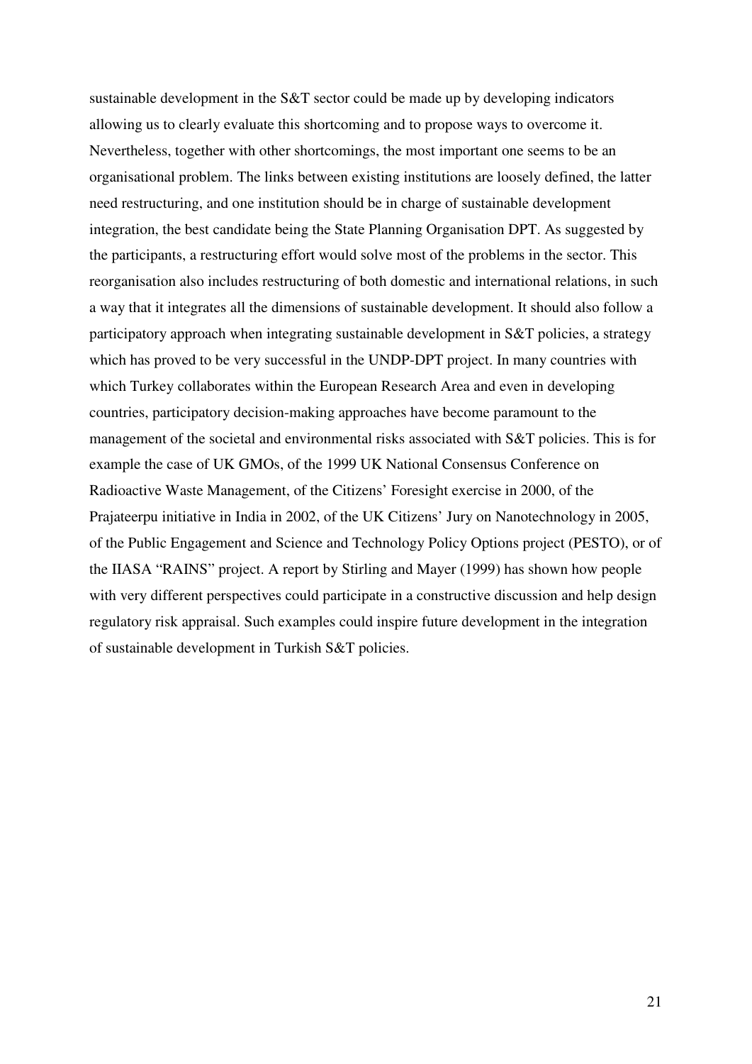sustainable development in the S&T sector could be made up by developing indicators allowing us to clearly evaluate this shortcoming and to propose ways to overcome it. Nevertheless, together with other shortcomings, the most important one seems to be an organisational problem. The links between existing institutions are loosely defined, the latter need restructuring, and one institution should be in charge of sustainable development integration, the best candidate being the State Planning Organisation DPT. As suggested by the participants, a restructuring effort would solve most of the problems in the sector. This reorganisation also includes restructuring of both domestic and international relations, in such a way that it integrates all the dimensions of sustainable development. It should also follow a participatory approach when integrating sustainable development in S&T policies, a strategy which has proved to be very successful in the UNDP-DPT project. In many countries with which Turkey collaborates within the European Research Area and even in developing countries, participatory decision-making approaches have become paramount to the management of the societal and environmental risks associated with S&T policies. This is for example the case of UK GMOs, of the 1999 UK National Consensus Conference on Radioactive Waste Management, of the Citizens' Foresight exercise in 2000, of the Prajateerpu initiative in India in 2002, of the UK Citizens' Jury on Nanotechnology in 2005, of the Public Engagement and Science and Technology Policy Options project (PESTO), or of the IIASA "RAINS" project. A report by Stirling and Mayer (1999) has shown how people with very different perspectives could participate in a constructive discussion and help design regulatory risk appraisal. Such examples could inspire future development in the integration of sustainable development in Turkish S&T policies.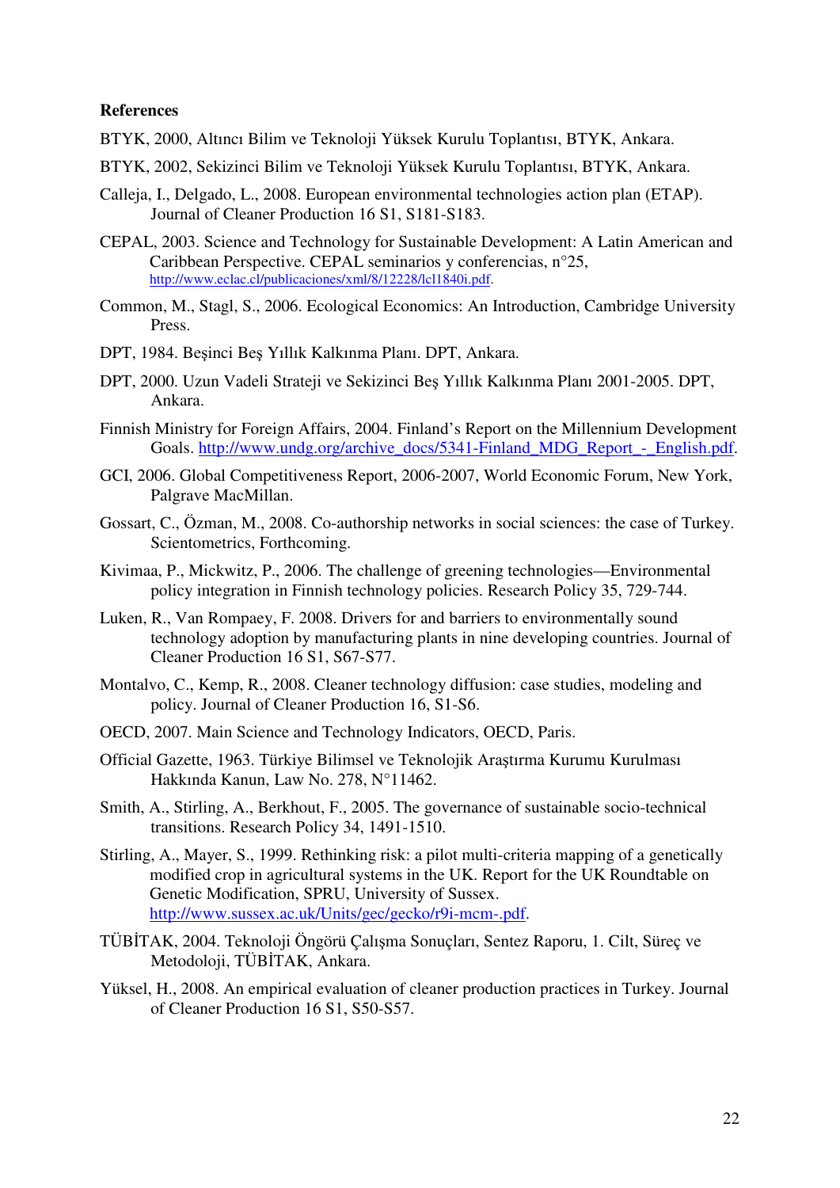**References**

BTYK, 2000, Altıncı Bilim ve Teknoloji Yüksek Kurulu Toplantısı, BTYK, Ankara.

BTYK, 2002, Sekizinci Bilim ve Teknoloji Yüksek Kurulu Toplantısı, BTYK, Ankara.

Calleja, I., Delgado, L., 2008. European environmental technologies action plan (ETAP). Journal of Cleaner Production 16 S1, S181-S183.

CEPAL, 2003. Science and Technology for Sustainable Development: A Latin American and Caribbean Perspective. CEPAL seminarios y conferencias, n°25, http://www.eclac.cl/publicaciones/xml/8/12228/lcl1840i.pdf.

Common, M., Stagl, S., 2006. Ecological Economics: An Introduction, Cambridge University Press.

DPT, 1984. Beşinci Beş Yıllık Kalkınma Planı. DPT, Ankara.

DPT, 2000. Uzun Vadeli Strateji ve Sekizinci Beş Yıllık Kalkınma Planı 2001-2005. DPT, Ankara.

Finnish Ministry for Foreign Affairs, 2004. Finland's Report on the Millennium Development Goals. http://www.undg.org/archive_docs/5341-Finland_MDG_Report_-_English.pdf.

GCI, 2006. Global Competitiveness Report, 2006-2007, World Economic Forum, New York, Palgrave MacMillan.

Gossart, C., Özman, M., 2008. Co-authorship networks in social sciences: the case of Turkey. Scientometrics, Forthcoming.

Kivimaa, P., Mickwitz, P., 2006. The challenge of greening technologies—Environmental policy integration in Finnish technology policies. Research Policy 35, 729-744.

Luken, R., Van Rompaey, F. 2008. Drivers for and barriers to environmentally sound technology adoption by manufacturing plants in nine developing countries. Journal of Cleaner Production 16 S1, S67-S77.

Montalvo, C., Kemp, R., 2008. Cleaner technology diffusion: case studies, modeling and policy. Journal of Cleaner Production 16, S1-S6.

OECD, 2007. Main Science and Technology Indicators, OECD, Paris.

Official Gazette, 1963. Türkiye Bilimsel ve Teknolojik Araştırma Kurumu Kurulması Hakkında Kanun, Law No. 278, N°11462.

Smith, A., Stirling, A., Berkhout, F., 2005. The governance of sustainable socio-technical transitions. Research Policy 34, 1491-1510.

Stirling, A., Mayer, S., 1999. Rethinking risk: a pilot multi-criteria mapping of a genetically modified crop in agricultural systems in the UK. Report for the UK Roundtable on Genetic Modification, SPRU, University of Sussex. http://www.sussex.ac.uk/Units/gec/gecko/r9i-mcm-.pdf.

TÜBİTAK, 2004. Teknoloji Öngörü Çalışma Sonuçları, Sentez Raporu, 1. Cilt, Süreç ve Metodoloji, TÜBİTAK, Ankara.

Yüksel, H., 2008. An empirical evaluation of cleaner production practices in Turkey. Journal of Cleaner Production 16 S1, S50-S57.